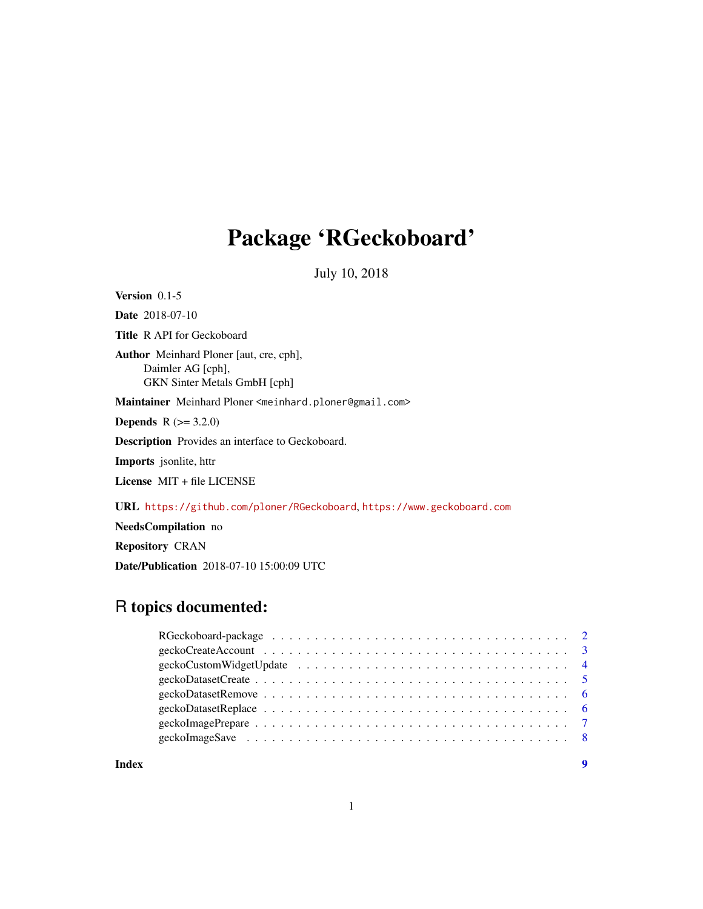# Package 'RGeckoboard'

July 10, 2018

**Version** 0.1-5

**Date** 2018-07-10

**Title** R API for Geckoboard

**Author** Meinhard Ploner [aut, cre, cph],
Daimler AG [cph],
GKN Sinter Metals GmbH [cph]

**Maintainer** Meinhard Ploner <meinhard.ploner@gmail.com>

**Depends** R (>= 3.2.0)

**Description** Provides an interface to Geckoboard.

**Imports** jsonlite, httr

**License** MIT + file LICENSE

**URL** https://github.com/ploner/RGeckoboard, https://www.geckoboard.com

**NeedsCompilation** no

**Repository** CRAN

**Date/Publication** 2018-07-10 15:00:09 UTC

## R topics documented:

| | |
|---|---|
| RGeckoboard-package | 2 |
| geckoCreateAccount | 3 |
| geckoCustomWidgetUpdate | 4 |
| geckoDatasetCreate | 5 |
| geckoDatasetRemove | 6 |
| geckoDatasetReplace | 6 |
| geckoImagePrepare | 7 |
| geckoImageSave | 8 |
| **Index** | **9** |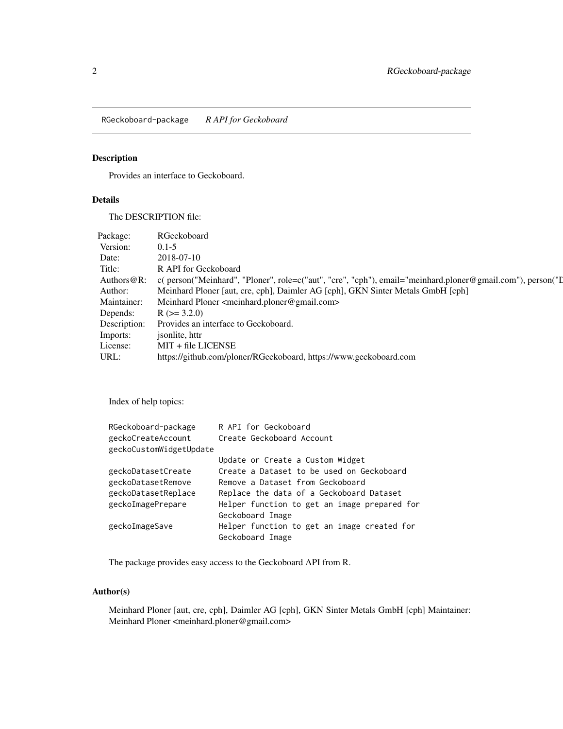RGeckoboard-package    *R API for Geckoboard*

## Description

Provides an interface to Geckoboard.

## Details

The DESCRIPTION file:

| | |
|---|---|
| Package: | RGeckoboard |
| Version: | 0.1-5 |
| Date: | 2018-07-10 |
| Title: | R API for Geckoboard |
| Authors@R: | c( person("Meinhard", "Ploner", role=c("aut", "cre", "cph"), email="meinhard.ploner@gmail.com"), person("D |
| Author: | Meinhard Ploner [aut, cre, cph], Daimler AG [cph], GKN Sinter Metals GmbH [cph] |
| Maintainer: | Meinhard Ploner <meinhard.ploner@gmail.com> |
| Depends: | R (>= 3.2.0) |
| Description: | Provides an interface to Geckoboard. |
| Imports: | jsonlite, httr |
| License: | MIT + file LICENSE |
| URL: | https://github.com/ploner/RGeckoboard, https://www.geckoboard.com |

Index of help topics:

```
RGeckoboard-package     R API for Geckoboard
geckoCreateAccount      Create Geckoboard Account
geckoCustomWidgetUpdate
                        Update or Create a Custom Widget
geckoDatasetCreate      Create a Dataset to be used on Geckoboard
geckoDatasetRemove      Remove a Dataset from Geckoboard
geckoDatasetReplace     Replace the data of a Geckoboard Dataset
geckoImagePrepare       Helper function to get an image prepared for
                        Geckoboard Image
geckoImageSave          Helper function to get an image created for
                        Geckoboard Image
```

The package provides easy access to the Geckoboard API from R.

## Author(s)

Meinhard Ploner [aut, cre, cph], Daimler AG [cph], GKN Sinter Metals GmbH [cph] Maintainer: Meinhard Ploner <meinhard.ploner@gmail.com>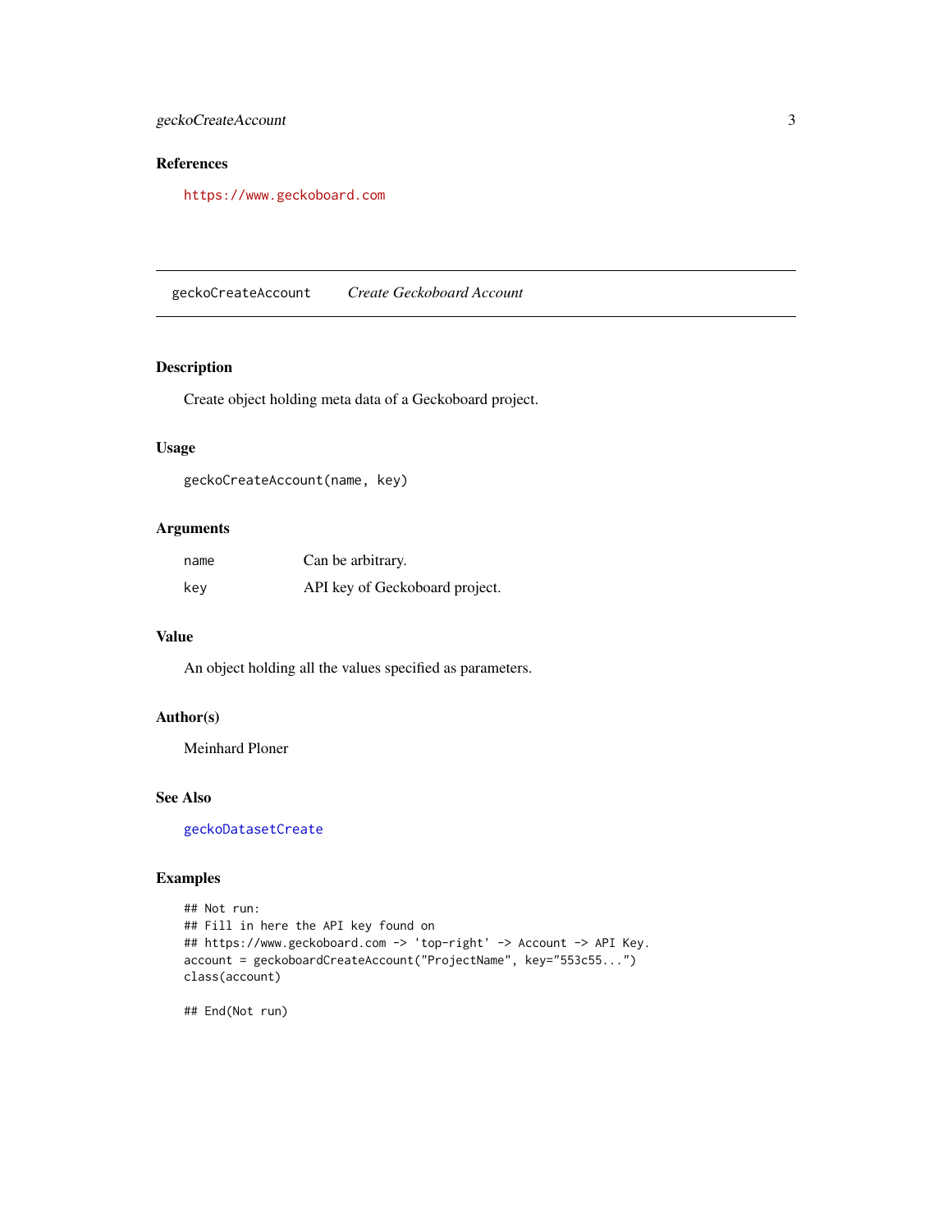### References

https://www.geckoboard.com

## geckoCreateAccount *Create Geckoboard Account*

### Description

Create object holding meta data of a Geckoboard project.

### Usage

```
geckoCreateAccount(name, key)
```

### Arguments

| | |
|---|---|
| `name` | Can be arbitrary. |
| `key` | API key of Geckoboard project. |

### Value

An object holding all the values specified as parameters.

### Author(s)

Meinhard Ploner

### See Also

`geckoDatasetCreate`

### Examples

```
## Not run:
## Fill in here the API key found on
## https://www.geckoboard.com -> 'top-right' -> Account -> API Key.
account = geckoboardCreateAccount("ProjectName", key="553c55...")
class(account)

## End(Not run)
```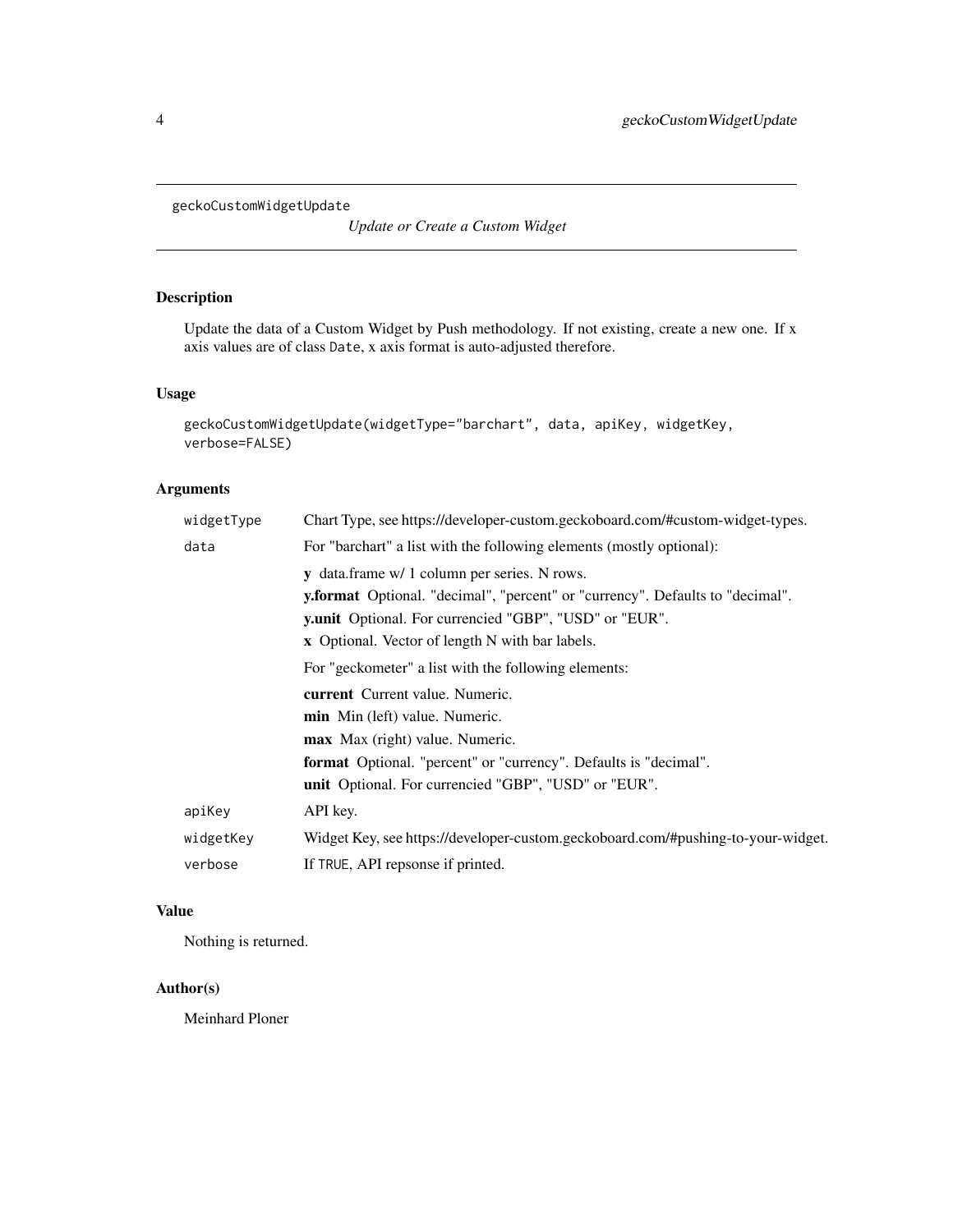# geckoCustomWidgetUpdate

*Update or Create a Custom Widget*

## Description

Update the data of a Custom Widget by Push methodology. If not existing, create a new one. If x axis values are of class `Date`, x axis format is auto-adjusted therefore.

## Usage

```
geckoCustomWidgetUpdate(widgetType="barchart", data, apiKey, widgetKey,
verbose=FALSE)
```

## Arguments

| | |
|---|---|
| `widgetType` | Chart Type, see https://developer-custom.geckoboard.com/#custom-widget-types. |
| `data` | For "barchart" a list with the following elements (mostly optional):<br>**y** data.frame w/ 1 column per series. N rows.<br>**y.format** Optional. "decimal", "percent" or "currency". Defaults to "decimal".<br>**y.unit** Optional. For currencied "GBP", "USD" or "EUR".<br>**x** Optional. Vector of length N with bar labels.<br>For "geckometer" a list with the following elements:<br>**current** Current value. Numeric.<br>**min** Min (left) value. Numeric.<br>**max** Max (right) value. Numeric.<br>**format** Optional. "percent" or "currency". Defaults is "decimal".<br>**unit** Optional. For currencied "GBP", "USD" or "EUR". |
| `apiKey` | API key. |
| `widgetKey` | Widget Key, see https://developer-custom.geckoboard.com/#pushing-to-your-widget. |
| `verbose` | If `TRUE`, API repsonse if printed. |

## Value

Nothing is returned.

## Author(s)

Meinhard Ploner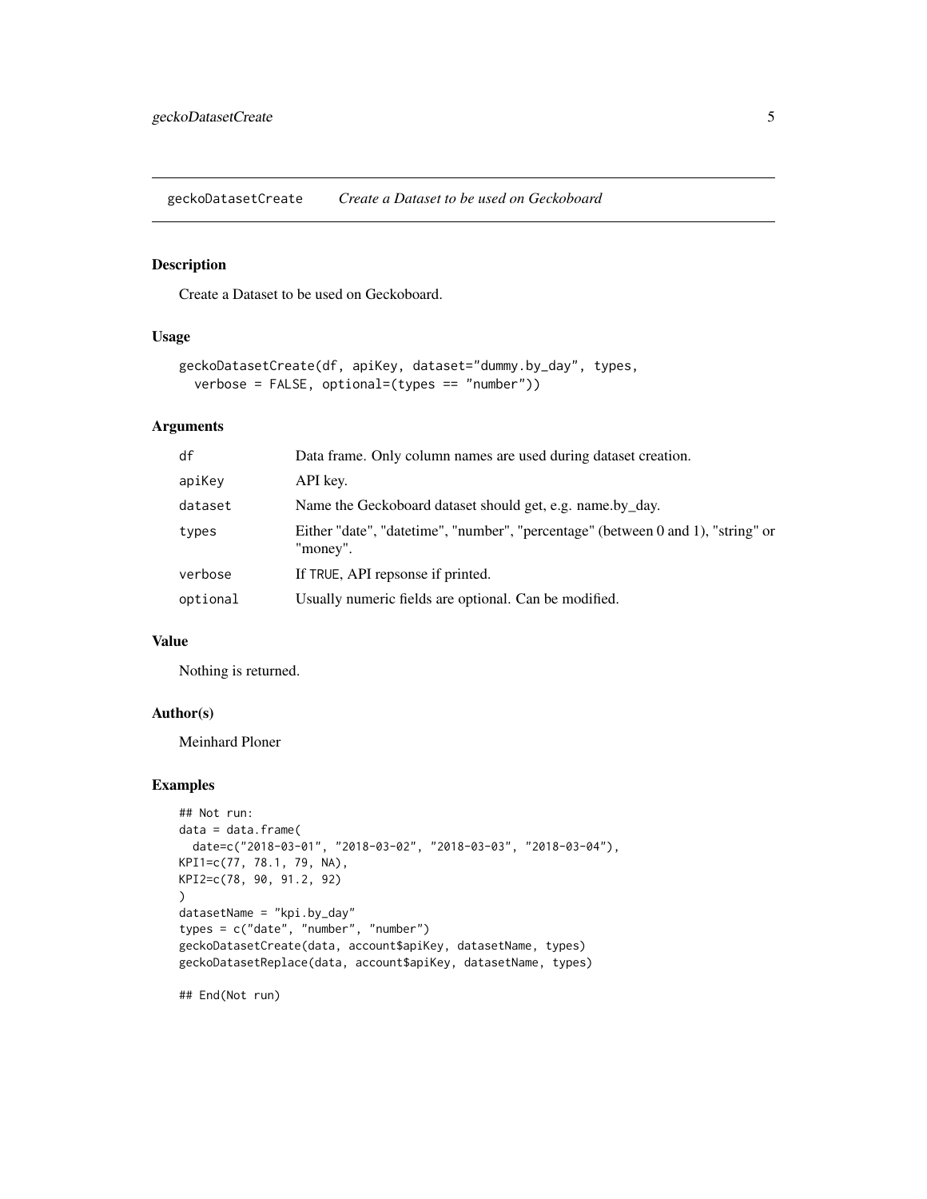## geckoDatasetCreate *Create a Dataset to be used on Geckoboard*

### Description

Create a Dataset to be used on Geckoboard.

### Usage

```
geckoDatasetCreate(df, apiKey, dataset="dummy.by_day", types,
  verbose = FALSE, optional=(types == "number"))
```

### Arguments

| | |
|---|---|
| `df` | Data frame. Only column names are used during dataset creation. |
| `apiKey` | API key. |
| `dataset` | Name the Geckoboard dataset should get, e.g. name.by_day. |
| `types` | Either "date", "datetime", "number", "percentage" (between 0 and 1), "string" or "money". |
| `verbose` | If `TRUE`, API repsonse if printed. |
| `optional` | Usually numeric fields are optional. Can be modified. |

### Value

Nothing is returned.

### Author(s)

Meinhard Ploner

### Examples

```
## Not run:
data = data.frame(
  date=c("2018-03-01", "2018-03-02", "2018-03-03", "2018-03-04"),
KPI1=c(77, 78.1, 79, NA),
KPI2=c(78, 90, 91.2, 92)
)
datasetName = "kpi.by_day"
types = c("date", "number", "number")
geckoDatasetCreate(data, account$apiKey, datasetName, types)
geckoDatasetReplace(data, account$apiKey, datasetName, types)

## End(Not run)
```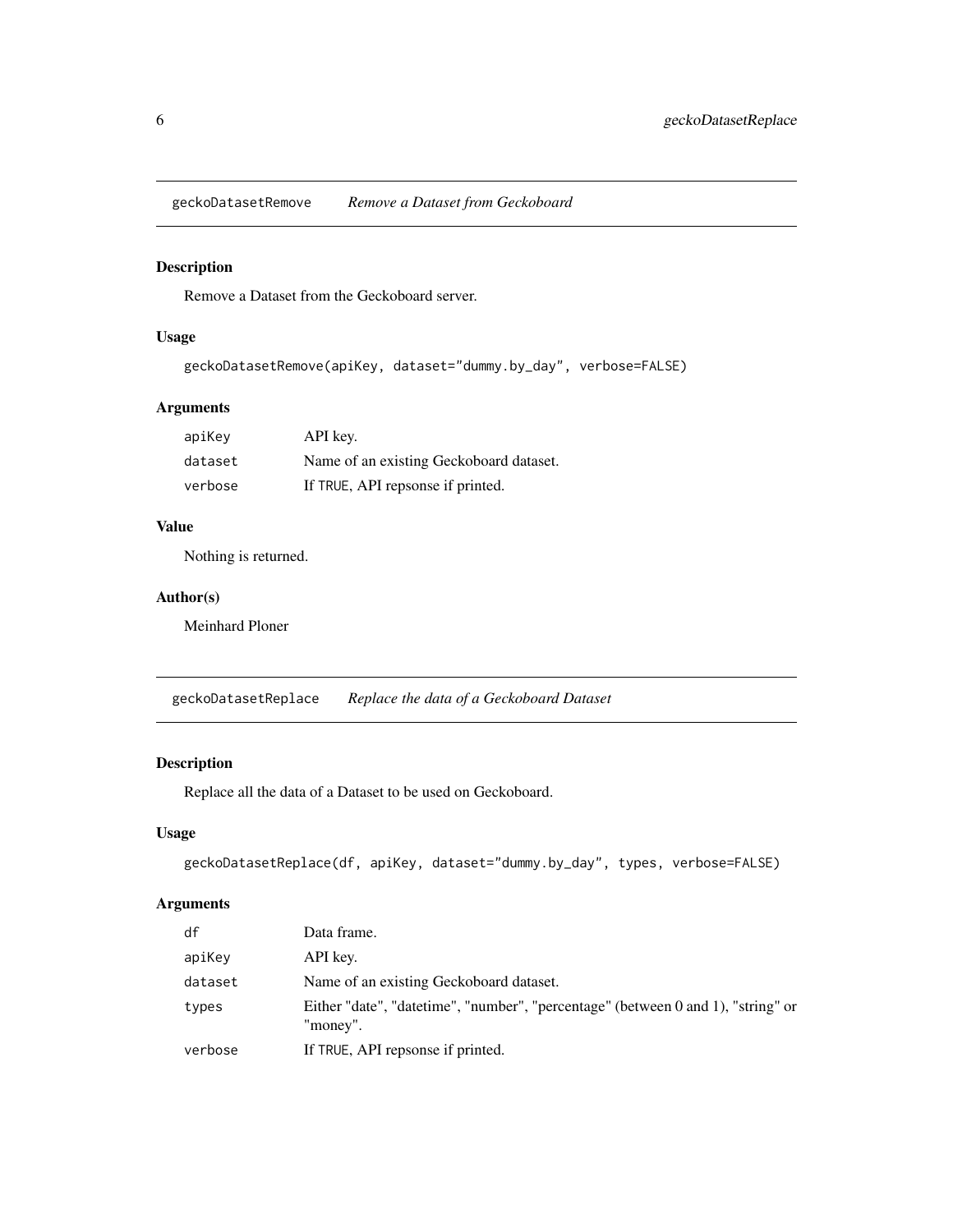## geckoDatasetRemove *Remove a Dataset from Geckoboard*

### Description

Remove a Dataset from the Geckoboard server.

### Usage

```
geckoDatasetRemove(apiKey, dataset="dummy.by_day", verbose=FALSE)
```

### Arguments

| | |
|---|---|
| apiKey | API key. |
| dataset | Name of an existing Geckoboard dataset. |
| verbose | If TRUE, API repsonse if printed. |

### Value

Nothing is returned.

### Author(s)

Meinhard Ploner

## geckoDatasetReplace *Replace the data of a Geckoboard Dataset*

### Description

Replace all the data of a Dataset to be used on Geckoboard.

### Usage

```
geckoDatasetReplace(df, apiKey, dataset="dummy.by_day", types, verbose=FALSE)
```

### Arguments

| | |
|---|---|
| df | Data frame. |
| apiKey | API key. |
| dataset | Name of an existing Geckoboard dataset. |
| types | Either "date", "datetime", "number", "percentage" (between 0 and 1), "string" or "money". |
| verbose | If TRUE, API repsonse if printed. |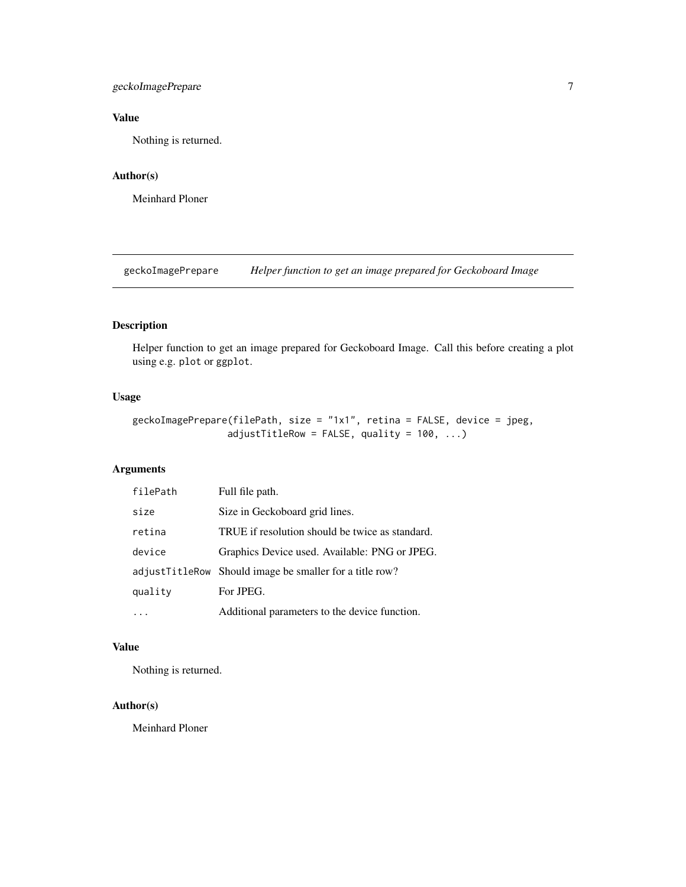## Value

Nothing is returned.

## Author(s)

Meinhard Ploner

---

# geckoImagePrepare — *Helper function to get an image prepared for Geckoboard Image*

## Description

Helper function to get an image prepared for Geckoboard Image. Call this before creating a plot using e.g. `plot` or `ggplot`.

## Usage

```
geckoImagePrepare(filePath, size = "1x1", retina = FALSE, device = jpeg,
                  adjustTitleRow = FALSE, quality = 100, ...)
```

## Arguments

| | |
|---|---|
| `filePath` | Full file path. |
| `size` | Size in Geckoboard grid lines. |
| `retina` | TRUE if resolution should be twice as standard. |
| `device` | Graphics Device used. Available: PNG or JPEG. |
| `adjustTitleRow` | Should image be smaller for a title row? |
| `quality` | For JPEG. |
| `...` | Additional parameters to the device function. |

## Value

Nothing is returned.

## Author(s)

Meinhard Ploner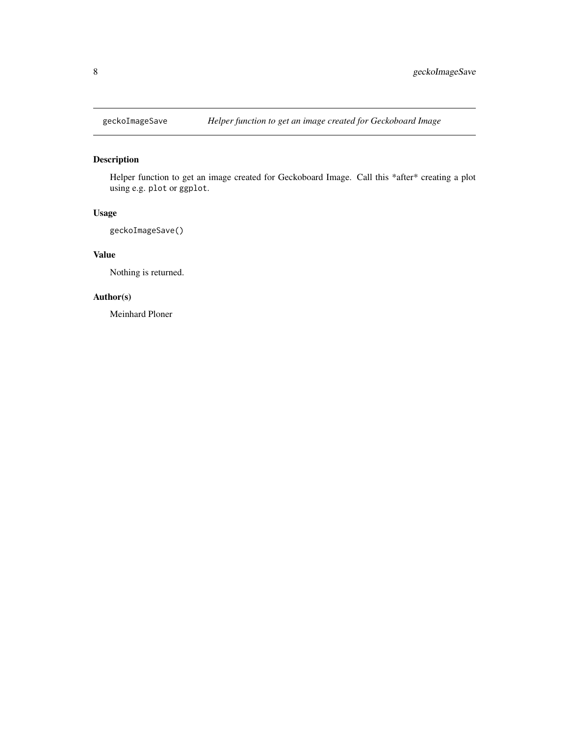## geckoImageSave — *Helper function to get an image created for Geckoboard Image*

### Description

Helper function to get an image created for Geckoboard Image. Call this *after* creating a plot using e.g. `plot` or `ggplot`.

### Usage

```
geckoImageSave()
```

### Value

Nothing is returned.

### Author(s)

Meinhard Ploner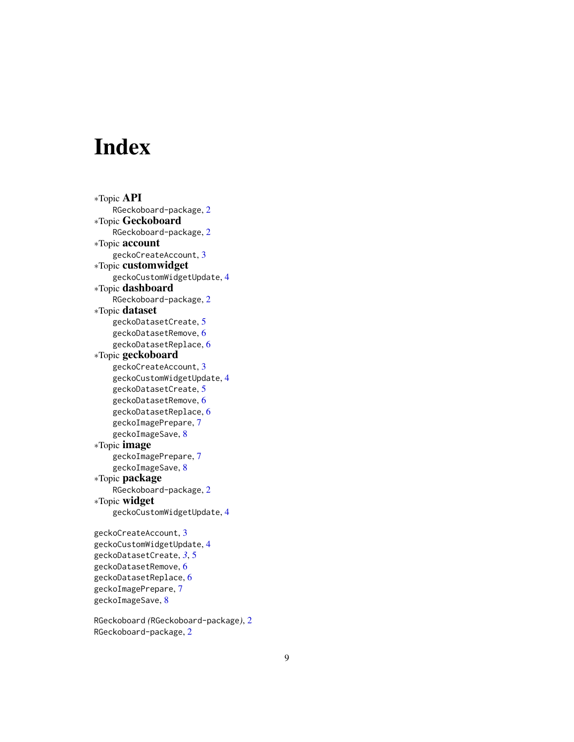# Index

∗Topic **API**
  RGeckoboard-package, 2
∗Topic **Geckoboard**
  RGeckoboard-package, 2
∗Topic **account**
  geckoCreateAccount, 3
∗Topic **customwidget**
  geckoCustomWidgetUpdate, 4
∗Topic **dashboard**
  RGeckoboard-package, 2
∗Topic **dataset**
  geckoDatasetCreate, 5
  geckoDatasetRemove, 6
  geckoDatasetReplace, 6
∗Topic **geckoboard**
  geckoCreateAccount, 3
  geckoCustomWidgetUpdate, 4
  geckoDatasetCreate, 5
  geckoDatasetRemove, 6
  geckoDatasetReplace, 6
  geckoImagePrepare, 7
  geckoImageSave, 8
∗Topic **image**
  geckoImagePrepare, 7
  geckoImageSave, 8
∗Topic **package**
  RGeckoboard-package, 2
∗Topic **widget**
  geckoCustomWidgetUpdate, 4

geckoCreateAccount, 3
geckoCustomWidgetUpdate, 4
geckoDatasetCreate, *3*, 5
geckoDatasetRemove, 6
geckoDatasetReplace, 6
geckoImagePrepare, 7
geckoImageSave, 8

RGeckoboard *(*RGeckoboard-package*)*, 2
RGeckoboard-package, 2